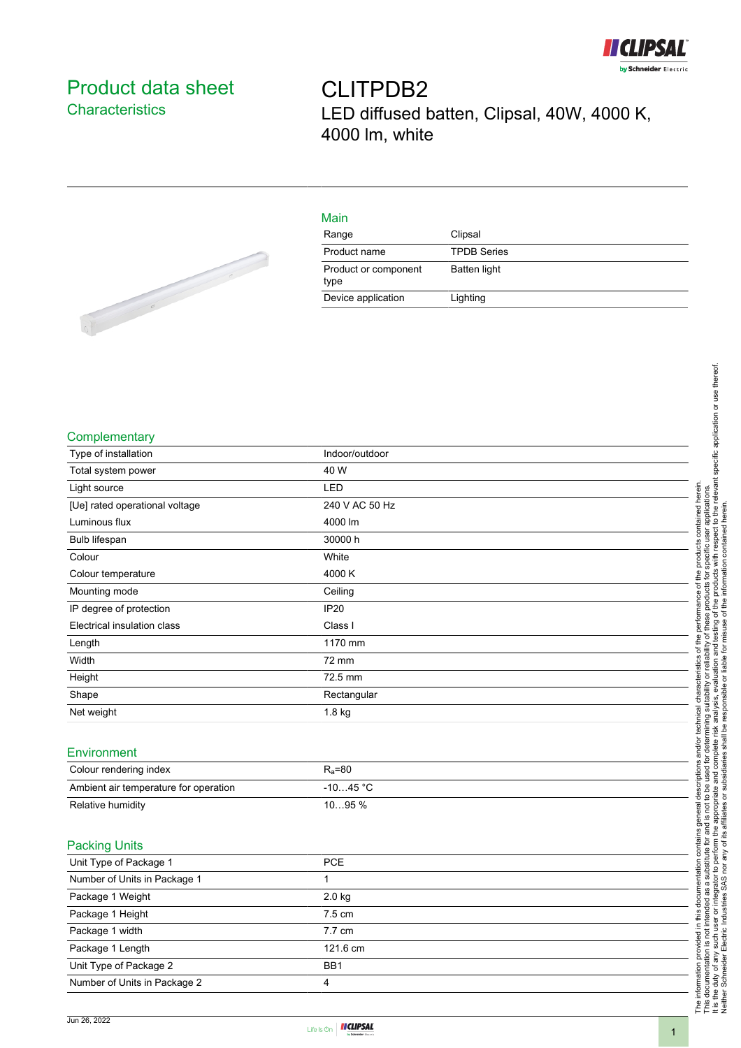# Product data sheet
## Characteristics

# CLITPDB2
LED diffused batten, Clipsal, 40W, 4000 K, 4000 lm, white

### Main

| | |
|---|---|
| Range | Clipsal |
| Product name | TPDB Series |
| Product or component type | Batten light |
| Device application | Lighting |

### Complementary

| | |
|---|---|
| Type of installation | Indoor/outdoor |
| Total system power | 40 W |
| Light source | LED |
| [Ue] rated operational voltage | 240 V AC 50 Hz |
| Luminous flux | 4000 lm |
| Bulb lifespan | 30000 h |
| Colour | White |
| Colour temperature | 4000 K |
| Mounting mode | Ceiling |
| IP degree of protection | IP20 |
| Electrical insulation class | Class I |
| Length | 1170 mm |
| Width | 72 mm |
| Height | 72.5 mm |
| Shape | Rectangular |
| Net weight | 1.8 kg |

### Environment

| | |
|---|---|
| Colour rendering index | $R_a$=80 |
| Ambient air temperature for operation | -10…45 °C |
| Relative humidity | 10…95 % |

### Packing Units

| | |
|---|---|
| Unit Type of Package 1 | PCE |
| Number of Units in Package 1 | 1 |
| Package 1 Weight | 2.0 kg |
| Package 1 Height | 7.5 cm |
| Package 1 width | 7.7 cm |
| Package 1 Length | 121.6 cm |
| Unit Type of Package 2 | BB1 |
| Number of Units in Package 2 | 4 |

The information provided in this documentation contains general descriptions and/or technical characteristics of the performance of the products contained herein.
This documentation is not intended as a substitute for and is not to be used for determining suitability or reliability of these products for specific user applications.
It is the duty of any such user or integrator to perform the appropriate and complete risk analysis, evaluation and testing of the products with respect to the relevant specific application or use thereof.
Neither Schneider Electric Industries SAS nor any of its affiliates or subsidiaries shall be responsible or liable for misuse of the information contained herein.

Jun 26, 2022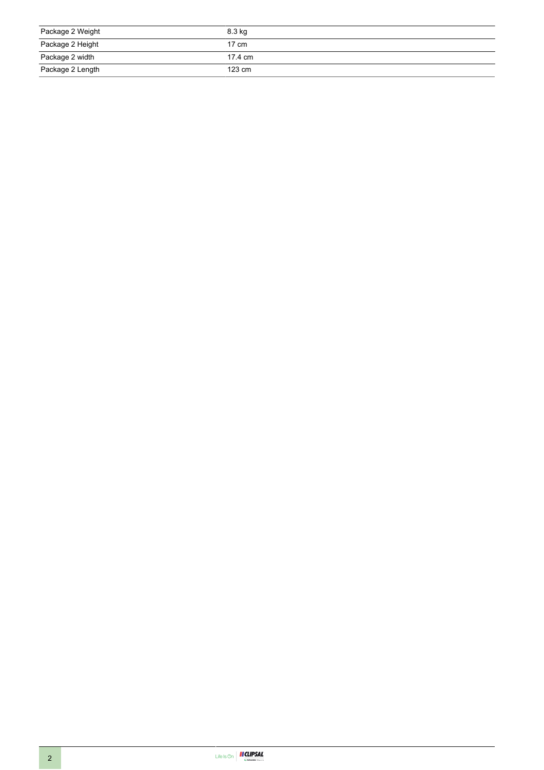| | |
|---|---|
| Package 2 Weight | 8.3 kg |
| Package 2 Height | 17 cm |
| Package 2 width | 17.4 cm |
| Package 2 Length | 123 cm |